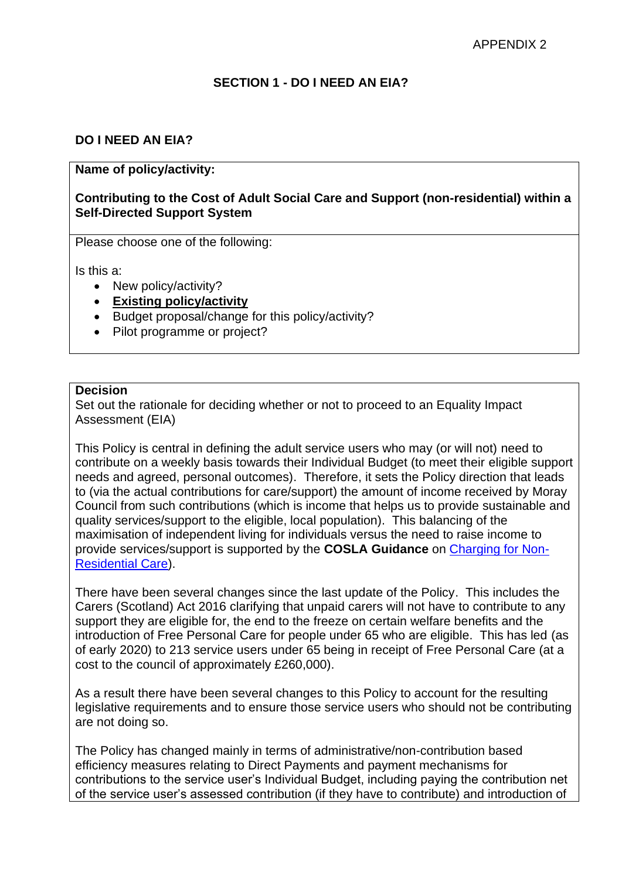APPENDIX 2

## SECTION 1 - DO I NEED AN EIA?

### DO I NEED AN EIA?

**Name of policy/activity:**

**Contributing to the Cost of Adult Social Care and Support (non-residential) within a Self-Directed Support System**

Please choose one of the following:

Is this a:

- New policy/activity?
- **<u>Existing policy/activity</u>**
- Budget proposal/change for this policy/activity?
- Pilot programme or project?

**Decision**

Set out the rationale for deciding whether or not to proceed to an Equality Impact Assessment (EIA)

This Policy is central in defining the adult service users who may (or will not) need to contribute on a weekly basis towards their Individual Budget (to meet their eligible support needs and agreed, personal outcomes). Therefore, it sets the Policy direction that leads to (via the actual contributions for care/support) the amount of income received by Moray Council from such contributions (which is income that helps us to provide sustainable and quality services/support to the eligible, local population). This balancing of the maximisation of independent living for individuals versus the need to raise income to provide services/support is supported by the **COSLA Guidance** on Charging for Non-Residential Care).

There have been several changes since the last update of the Policy. This includes the Carers (Scotland) Act 2016 clarifying that unpaid carers will not have to contribute to any support they are eligible for, the end to the freeze on certain welfare benefits and the introduction of Free Personal Care for people under 65 who are eligible. This has led (as of early 2020) to 213 service users under 65 being in receipt of Free Personal Care (at a cost to the council of approximately £260,000).

As a result there have been several changes to this Policy to account for the resulting legislative requirements and to ensure those service users who should not be contributing are not doing so.

The Policy has changed mainly in terms of administrative/non-contribution based efficiency measures relating to Direct Payments and payment mechanisms for contributions to the service user's Individual Budget, including paying the contribution net of the service user's assessed contribution (if they have to contribute) and introduction of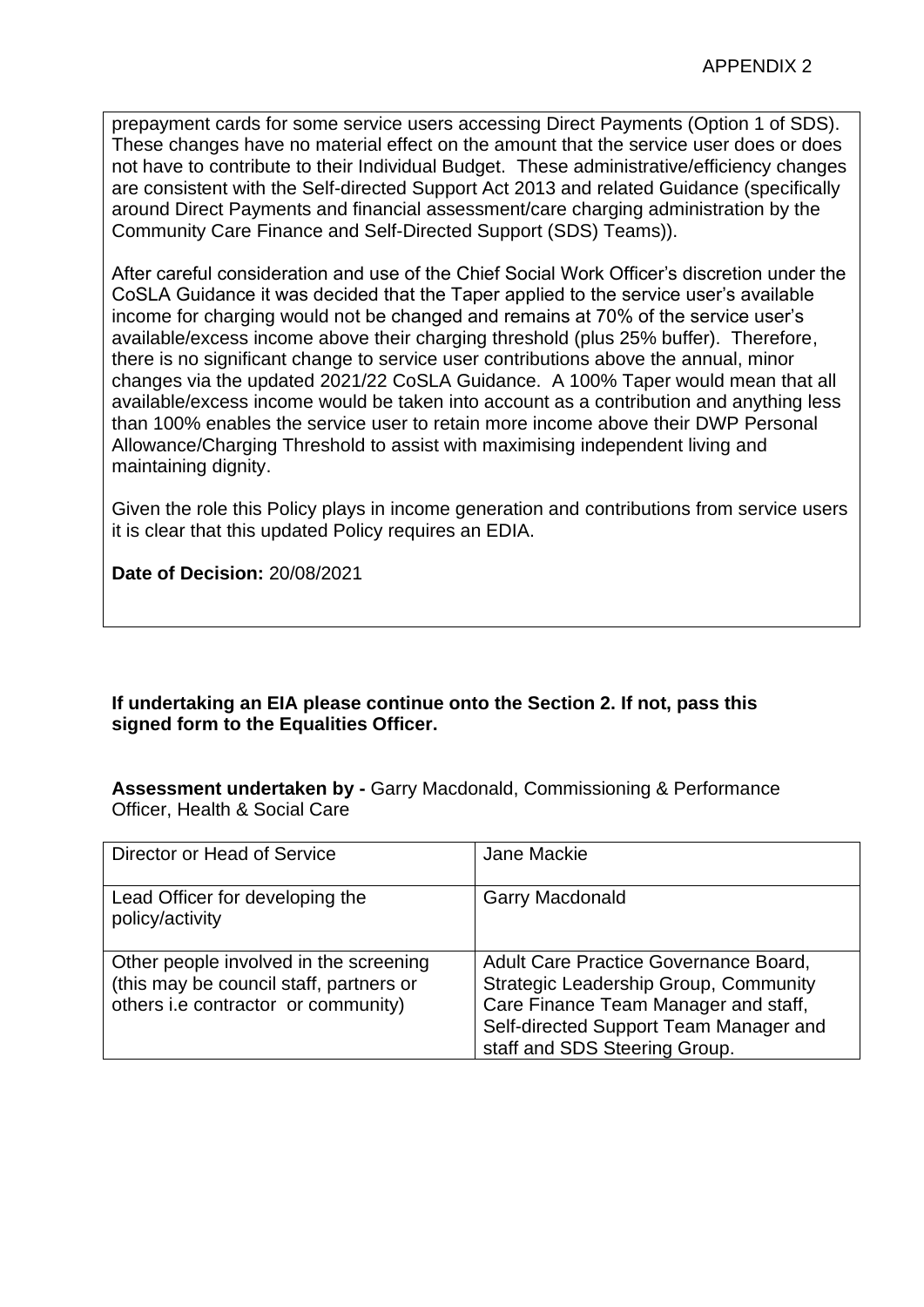prepayment cards for some service users accessing Direct Payments (Option 1 of SDS). These changes have no material effect on the amount that the service user does or does not have to contribute to their Individual Budget. These administrative/efficiency changes are consistent with the Self-directed Support Act 2013 and related Guidance (specifically around Direct Payments and financial assessment/care charging administration by the Community Care Finance and Self-Directed Support (SDS) Teams)).

After careful consideration and use of the Chief Social Work Officer's discretion under the CoSLA Guidance it was decided that the Taper applied to the service user's available income for charging would not be changed and remains at 70% of the service user's available/excess income above their charging threshold (plus 25% buffer). Therefore, there is no significant change to service user contributions above the annual, minor changes via the updated 2021/22 CoSLA Guidance. A 100% Taper would mean that all available/excess income would be taken into account as a contribution and anything less than 100% enables the service user to retain more income above their DWP Personal Allowance/Charging Threshold to assist with maximising independent living and maintaining dignity.

Given the role this Policy plays in income generation and contributions from service users it is clear that this updated Policy requires an EDIA.

**Date of Decision:** 20/08/2021

**If undertaking an EIA please continue onto the Section 2. If not, pass this signed form to the Equalities Officer.**

**Assessment undertaken by -** Garry Macdonald, Commissioning & Performance Officer, Health & Social Care

| | |
|---|---|
| Director or Head of Service | Jane Mackie |
| Lead Officer for developing the policy/activity | Garry Macdonald |
| Other people involved in the screening (this may be council staff, partners or others i.e contractor or community) | Adult Care Practice Governance Board, Strategic Leadership Group, Community Care Finance Team Manager and staff, Self-directed Support Team Manager and staff and SDS Steering Group. |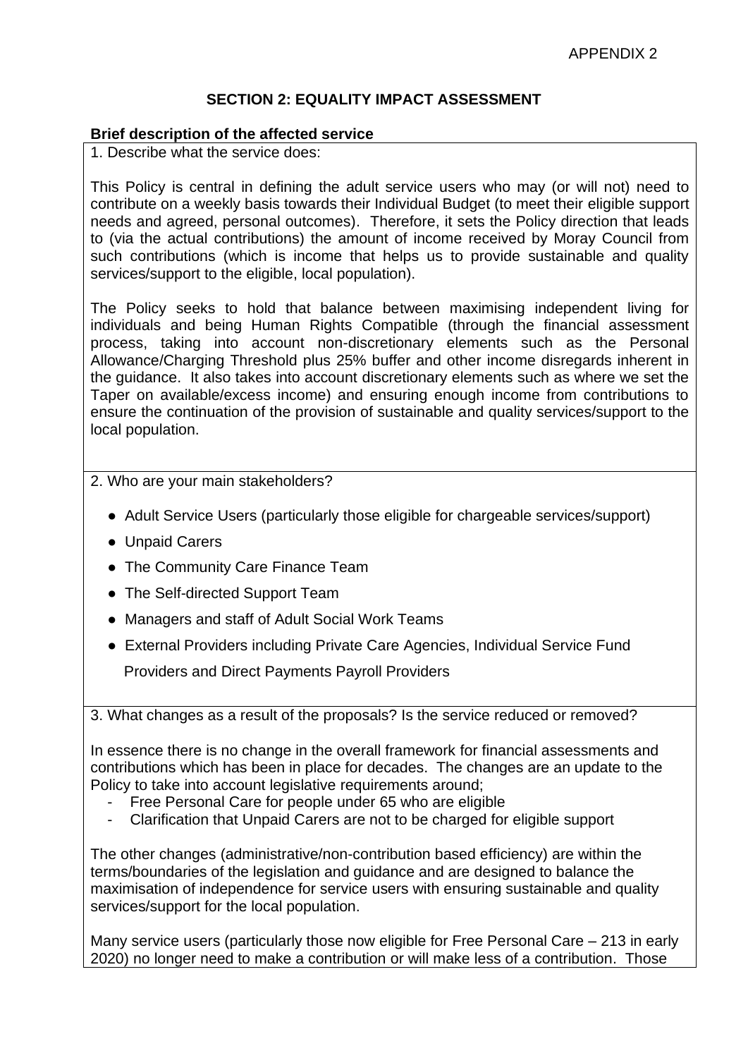APPENDIX 2

## SECTION 2: EQUALITY IMPACT ASSESSMENT

**Brief description of the affected service**

1. Describe what the service does:

This Policy is central in defining the adult service users who may (or will not) need to contribute on a weekly basis towards their Individual Budget (to meet their eligible support needs and agreed, personal outcomes). Therefore, it sets the Policy direction that leads to (via the actual contributions) the amount of income received by Moray Council from such contributions (which is income that helps us to provide sustainable and quality services/support to the eligible, local population).

The Policy seeks to hold that balance between maximising independent living for individuals and being Human Rights Compatible (through the financial assessment process, taking into account non-discretionary elements such as the Personal Allowance/Charging Threshold plus 25% buffer and other income disregards inherent in the guidance. It also takes into account discretionary elements such as where we set the Taper on available/excess income) and ensuring enough income from contributions to ensure the continuation of the provision of sustainable and quality services/support to the local population.

2. Who are your main stakeholders?

- Adult Service Users (particularly those eligible for chargeable services/support)
- Unpaid Carers
- The Community Care Finance Team
- The Self-directed Support Team
- Managers and staff of Adult Social Work Teams
- External Providers including Private Care Agencies, Individual Service Fund Providers and Direct Payments Payroll Providers

3. What changes as a result of the proposals? Is the service reduced or removed?

In essence there is no change in the overall framework for financial assessments and contributions which has been in place for decades. The changes are an update to the Policy to take into account legislative requirements around;

- Free Personal Care for people under 65 who are eligible
- Clarification that Unpaid Carers are not to be charged for eligible support

The other changes (administrative/non-contribution based efficiency) are within the terms/boundaries of the legislation and guidance and are designed to balance the maximisation of independence for service users with ensuring sustainable and quality services/support for the local population.

Many service users (particularly those now eligible for Free Personal Care – 213 in early 2020) no longer need to make a contribution or will make less of a contribution. Those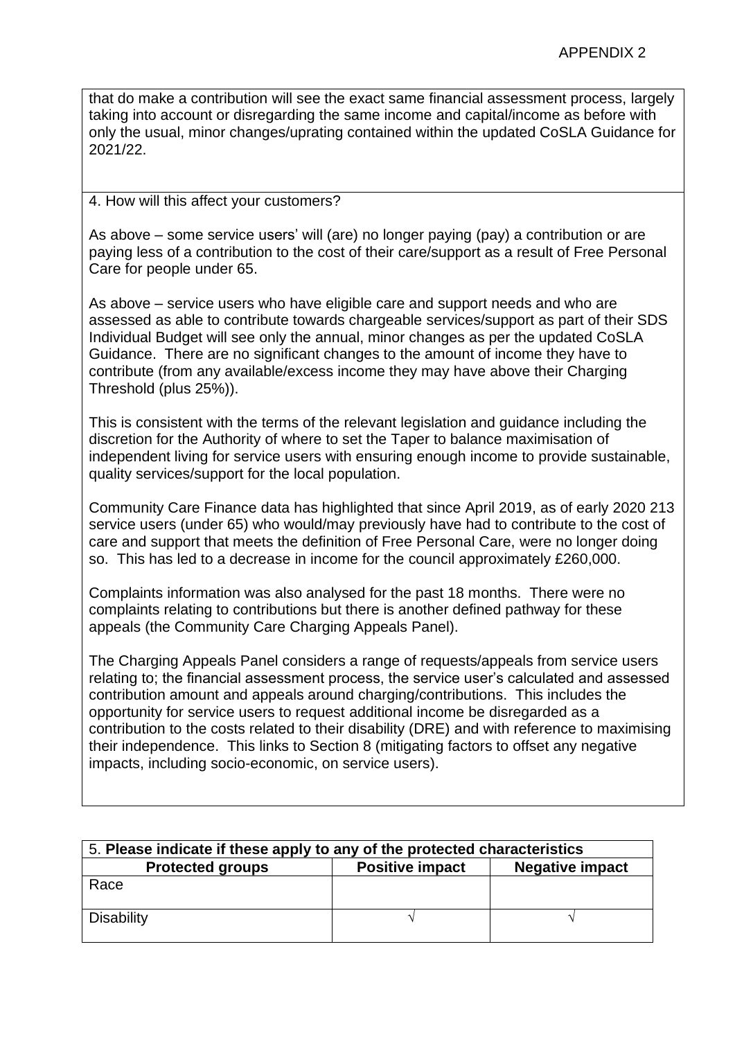that do make a contribution will see the exact same financial assessment process, largely taking into account or disregarding the same income and capital/income as before with only the usual, minor changes/uprating contained within the updated CoSLA Guidance for 2021/22.

4. How will this affect your customers?

As above – some service users' will (are) no longer paying (pay) a contribution or are paying less of a contribution to the cost of their care/support as a result of Free Personal Care for people under 65.

As above – service users who have eligible care and support needs and who are assessed as able to contribute towards chargeable services/support as part of their SDS Individual Budget will see only the annual, minor changes as per the updated CoSLA Guidance. There are no significant changes to the amount of income they have to contribute (from any available/excess income they may have above their Charging Threshold (plus 25%)).

This is consistent with the terms of the relevant legislation and guidance including the discretion for the Authority of where to set the Taper to balance maximisation of independent living for service users with ensuring enough income to provide sustainable, quality services/support for the local population.

Community Care Finance data has highlighted that since April 2019, as of early 2020 213 service users (under 65) who would/may previously have had to contribute to the cost of care and support that meets the definition of Free Personal Care, were no longer doing so. This has led to a decrease in income for the council approximately £260,000.

Complaints information was also analysed for the past 18 months. There were no complaints relating to contributions but there is another defined pathway for these appeals (the Community Care Charging Appeals Panel).

The Charging Appeals Panel considers a range of requests/appeals from service users relating to; the financial assessment process, the service user's calculated and assessed contribution amount and appeals around charging/contributions. This includes the opportunity for service users to request additional income be disregarded as a contribution to the costs related to their disability (DRE) and with reference to maximising their independence. This links to Section 8 (mitigating factors to offset any negative impacts, including socio-economic, on service users).

| 5. **Please indicate if these apply to any of the protected characteristics** | | |
|---|---|---|
| **Protected groups** | **Positive impact** | **Negative impact** |
| Race | | |
| Disability | √ | √ |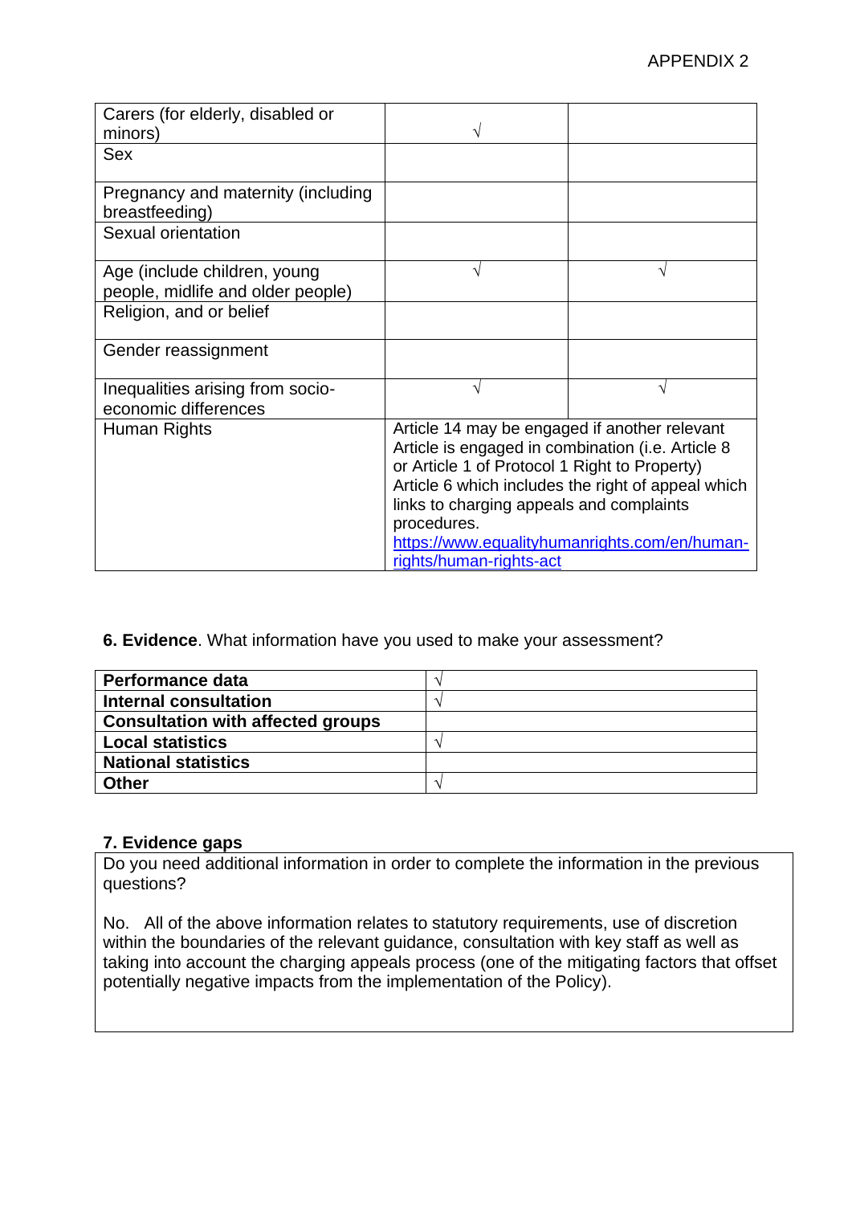APPENDIX 2

| Carers (for elderly, disabled or minors) | √ | |
|---|---|---|
| Sex | | |
| Pregnancy and maternity (including breastfeeding) | | |
| Sexual orientation | | |
| Age (include children, young people, midlife and older people) | √ | √ |
| Religion, and or belief | | |
| Gender reassignment | | |
| Inequalities arising from socio-economic differences | √ | √ |
| Human Rights | Article 14 may be engaged if another relevant Article is engaged in combination (i.e. Article 8 or Article 1 of Protocol 1 Right to Property) Article 6 which includes the right of appeal which links to charging appeals and complaints procedures. [https://www.equalityhumanrights.com/en/human-rights/human-rights-act](https://www.equalityhumanrights.com/en/human-rights/human-rights-act) | |

**6. Evidence**. What information have you used to make your assessment?

| **Performance data** | √ |
|---|---|
| **Internal consultation** | √ |
| **Consultation with affected groups** | |
| **Local statistics** | √ |
| **National statistics** | |
| **Other** | √ |

**7. Evidence gaps**

Do you need additional information in order to complete the information in the previous questions?

No. All of the above information relates to statutory requirements, use of discretion within the boundaries of the relevant guidance, consultation with key staff as well as taking into account the charging appeals process (one of the mitigating factors that offset potentially negative impacts from the implementation of the Policy).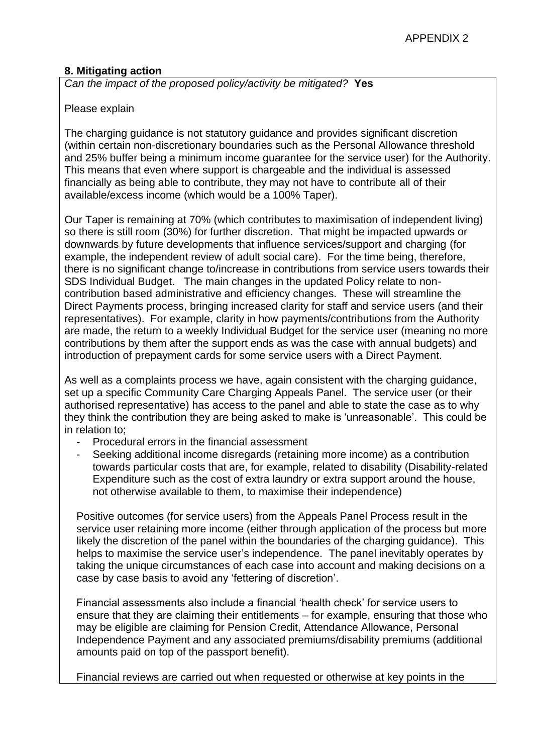## 8. Mitigating action

*Can the impact of the proposed policy/activity be mitigated?* **Yes**

Please explain

The charging guidance is not statutory guidance and provides significant discretion (within certain non-discretionary boundaries such as the Personal Allowance threshold and 25% buffer being a minimum income guarantee for the service user) for the Authority. This means that even where support is chargeable and the individual is assessed financially as being able to contribute, they may not have to contribute all of their available/excess income (which would be a 100% Taper).

Our Taper is remaining at 70% (which contributes to maximisation of independent living) so there is still room (30%) for further discretion. That might be impacted upwards or downwards by future developments that influence services/support and charging (for example, the independent review of adult social care). For the time being, therefore, there is no significant change to/increase in contributions from service users towards their SDS Individual Budget. The main changes in the updated Policy relate to non-contribution based administrative and efficiency changes. These will streamline the Direct Payments process, bringing increased clarity for staff and service users (and their representatives). For example, clarity in how payments/contributions from the Authority are made, the return to a weekly Individual Budget for the service user (meaning no more contributions by them after the support ends as was the case with annual budgets) and introduction of prepayment cards for some service users with a Direct Payment.

As well as a complaints process we have, again consistent with the charging guidance, set up a specific Community Care Charging Appeals Panel. The service user (or their authorised representative) has access to the panel and able to state the case as to why they think the contribution they are being asked to make is 'unreasonable'. This could be in relation to;

- Procedural errors in the financial assessment
- Seeking additional income disregards (retaining more income) as a contribution towards particular costs that are, for example, related to disability (Disability-related Expenditure such as the cost of extra laundry or extra support around the house, not otherwise available to them, to maximise their independence)

Positive outcomes (for service users) from the Appeals Panel Process result in the service user retaining more income (either through application of the process but more likely the discretion of the panel within the boundaries of the charging guidance). This helps to maximise the service user's independence. The panel inevitably operates by taking the unique circumstances of each case into account and making decisions on a case by case basis to avoid any 'fettering of discretion'.

Financial assessments also include a financial 'health check' for service users to ensure that they are claiming their entitlements – for example, ensuring that those who may be eligible are claiming for Pension Credit, Attendance Allowance, Personal Independence Payment and any associated premiums/disability premiums (additional amounts paid on top of the passport benefit).

Financial reviews are carried out when requested or otherwise at key points in the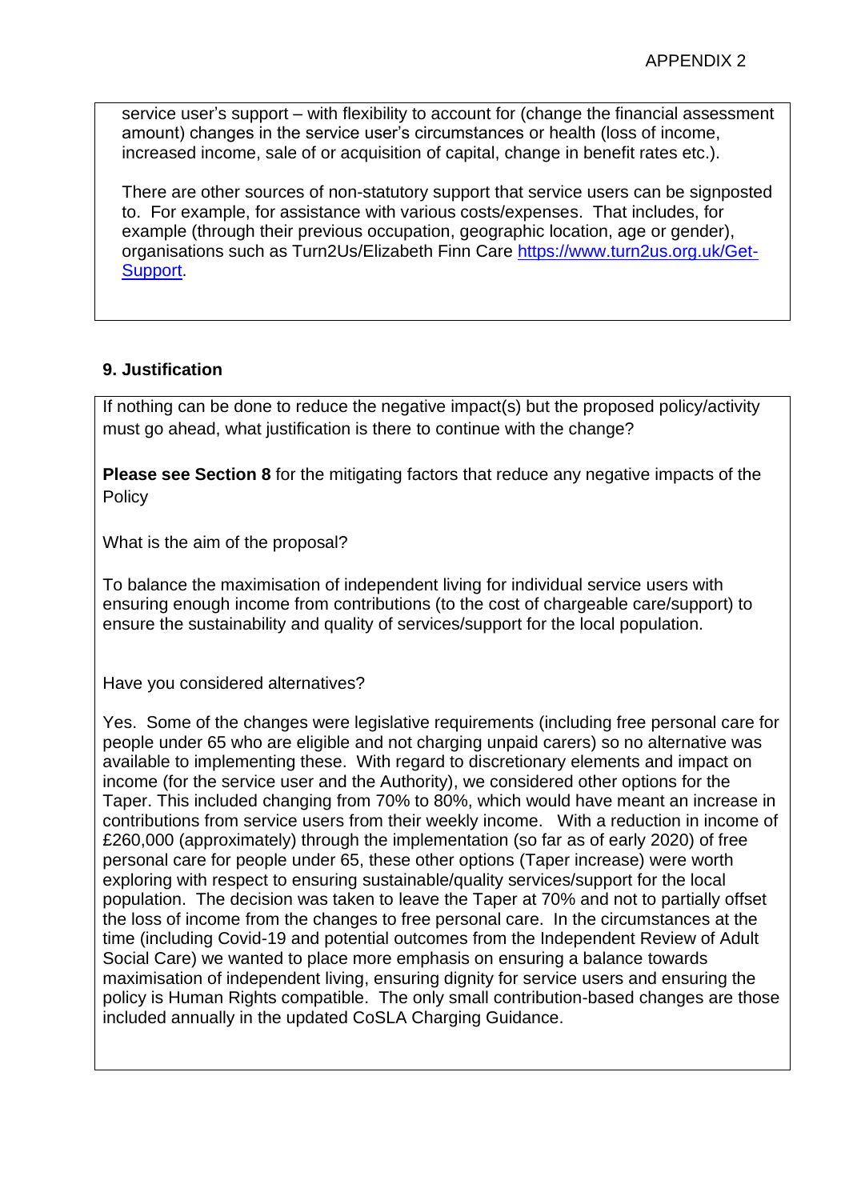service user's support – with flexibility to account for (change the financial assessment amount) changes in the service user's circumstances or health (loss of income, increased income, sale of or acquisition of capital, change in benefit rates etc.).

There are other sources of non-statutory support that service users can be signposted to. For example, for assistance with various costs/expenses. That includes, for example (through their previous occupation, geographic location, age or gender), organisations such as Turn2Us/Elizabeth Finn Care [https://www.turn2us.org.uk/Get-Support](https://www.turn2us.org.uk/Get-Support).

## 9. Justification

If nothing can be done to reduce the negative impact(s) but the proposed policy/activity must go ahead, what justification is there to continue with the change?

**Please see Section 8** for the mitigating factors that reduce any negative impacts of the Policy

What is the aim of the proposal?

To balance the maximisation of independent living for individual service users with ensuring enough income from contributions (to the cost of chargeable care/support) to ensure the sustainability and quality of services/support for the local population.

Have you considered alternatives?

Yes. Some of the changes were legislative requirements (including free personal care for people under 65 who are eligible and not charging unpaid carers) so no alternative was available to implementing these. With regard to discretionary elements and impact on income (for the service user and the Authority), we considered other options for the Taper. This included changing from 70% to 80%, which would have meant an increase in contributions from service users from their weekly income. With a reduction in income of £260,000 (approximately) through the implementation (so far as of early 2020) of free personal care for people under 65, these other options (Taper increase) were worth exploring with respect to ensuring sustainable/quality services/support for the local population. The decision was taken to leave the Taper at 70% and not to partially offset the loss of income from the changes to free personal care. In the circumstances at the time (including Covid-19 and potential outcomes from the Independent Review of Adult Social Care) we wanted to place more emphasis on ensuring a balance towards maximisation of independent living, ensuring dignity for service users and ensuring the policy is Human Rights compatible. The only small contribution-based changes are those included annually in the updated CoSLA Charging Guidance.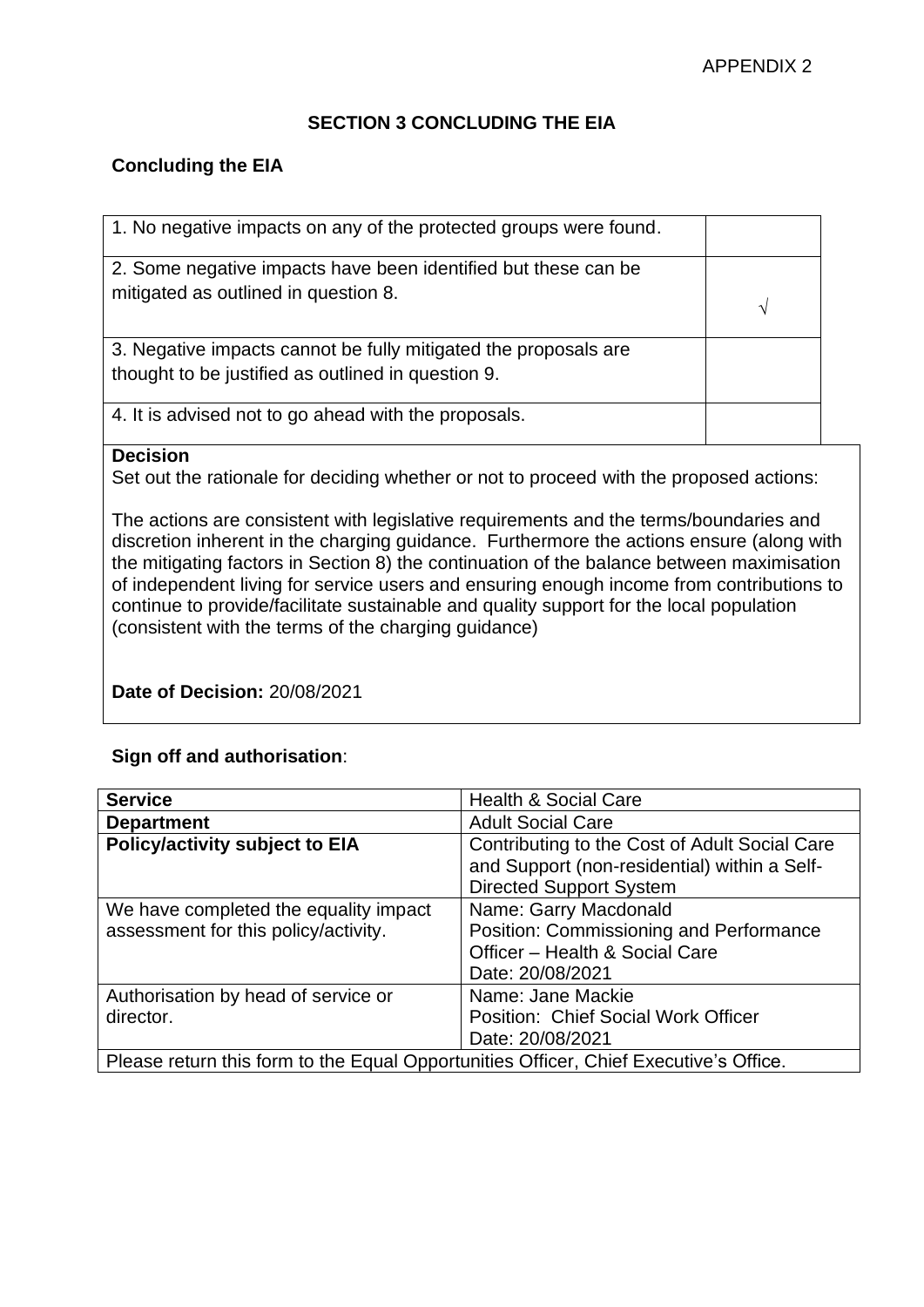APPENDIX 2

## SECTION 3 CONCLUDING THE EIA

### Concluding the EIA

| | |
|---|---|
| 1. No negative impacts on any of the protected groups were found. | |
| 2. Some negative impacts have been identified but these can be mitigated as outlined in question 8. | √ |
| 3. Negative impacts cannot be fully mitigated the proposals are thought to be justified as outlined in question 9. | |
| 4. It is advised not to go ahead with the proposals. | |

**Decision**

Set out the rationale for deciding whether or not to proceed with the proposed actions:

The actions are consistent with legislative requirements and the terms/boundaries and discretion inherent in the charging guidance. Furthermore the actions ensure (along with the mitigating factors in Section 8) the continuation of the balance between maximisation of independent living for service users and ensuring enough income from contributions to continue to provide/facilitate sustainable and quality support for the local population (consistent with the terms of the charging guidance)

**Date of Decision:** 20/08/2021

**Sign off and authorisation**:

| | |
|---|---|
| **Service** | Health & Social Care |
| **Department** | Adult Social Care |
| **Policy/activity subject to EIA** | Contributing to the Cost of Adult Social Care and Support (non-residential) within a Self-Directed Support System |
| We have completed the equality impact assessment for this policy/activity. | Name: Garry Macdonald<br>Position: Commissioning and Performance Officer – Health & Social Care<br>Date: 20/08/2021 |
| Authorisation by head of service or director. | Name: Jane Mackie<br>Position: Chief Social Work Officer<br>Date: 20/08/2021 |
| Please return this form to the Equal Opportunities Officer, Chief Executive's Office. | |